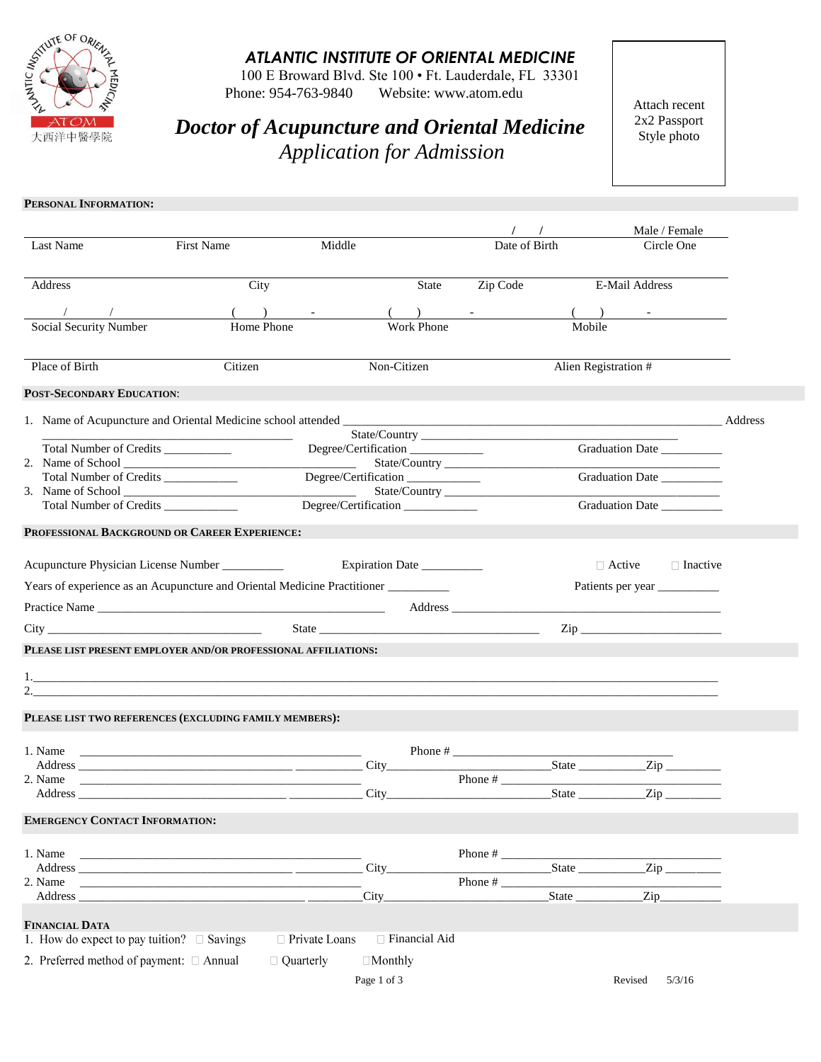# ATLANTIC INSTITUTE OF ORIENTAL MEDICINE

100 E Broward Blvd. Ste 100 • Ft. Lauderdale, FL 33301
Phone: 954-763-9840 Website: www.atom.edu

## *Doctor of Acupuncture and Oriental Medicine*
*Application for Admission*

Attach recent 2x2 Passport Style photo

**PERSONAL INFORMATION:**

Last Name ______ First Name ______ Middle ______ Date of Birth ___/___/___ Male / Female (Circle One)

Address ______ City ______ State ______ Zip Code ______ E-Mail Address ______

Social Security Number ___/___/___ Home Phone (___) ___-___ Work Phone (___) ___-___ Mobile (___) ___-___

Place of Birth ______ Citizen ______ Non-Citizen ______ Alien Registration # ______

**POST-SECONDARY EDUCATION:**

1. Name of Acupuncture and Oriental Medicine school attended ______ Address ______ State/Country ______
   Total Number of Credits ______ Degree/Certification ______ Graduation Date ______
2. Name of School ______ State/Country ______
   Total Number of Credits ______ Degree/Certification ______ Graduation Date ______
3. Name of School ______ State/Country ______
   Total Number of Credits ______ Degree/Certification ______ Graduation Date ______

**PROFESSIONAL BACKGROUND OR CAREER EXPERIENCE:**

Acupuncture Physician License Number ______ Expiration Date ______ ☐ Active ☐ Inactive

Years of experience as an Acupuncture and Oriental Medicine Practitioner ______ Patients per year ______

Practice Name ______ Address ______

City ______ State ______ Zip ______

**PLEASE LIST PRESENT EMPLOYER AND/OR PROFESSIONAL AFFILIATIONS:**

1. ______
2. ______

**PLEASE LIST TWO REFERENCES (EXCLUDING FAMILY MEMBERS):**

1. Name ______ Phone # ______
   Address ______ City ______ State ______ Zip ______
2. Name ______ Phone # ______
   Address ______ City ______ State ______ Zip ______

**EMERGENCY CONTACT INFORMATION:**

1. Name ______ Phone # ______
   Address ______ City ______ State ______ Zip ______
2. Name ______ Phone # ______
   Address ______ City ______ State ______ Zip ______

**FINANCIAL DATA**

1. How do expect to pay tuition? ☐ Savings ☐ Private Loans ☐ Financial Aid
2. Preferred method of payment: ☐ Annual ☐ Quarterly ☐ Monthly

Revised 5/3/16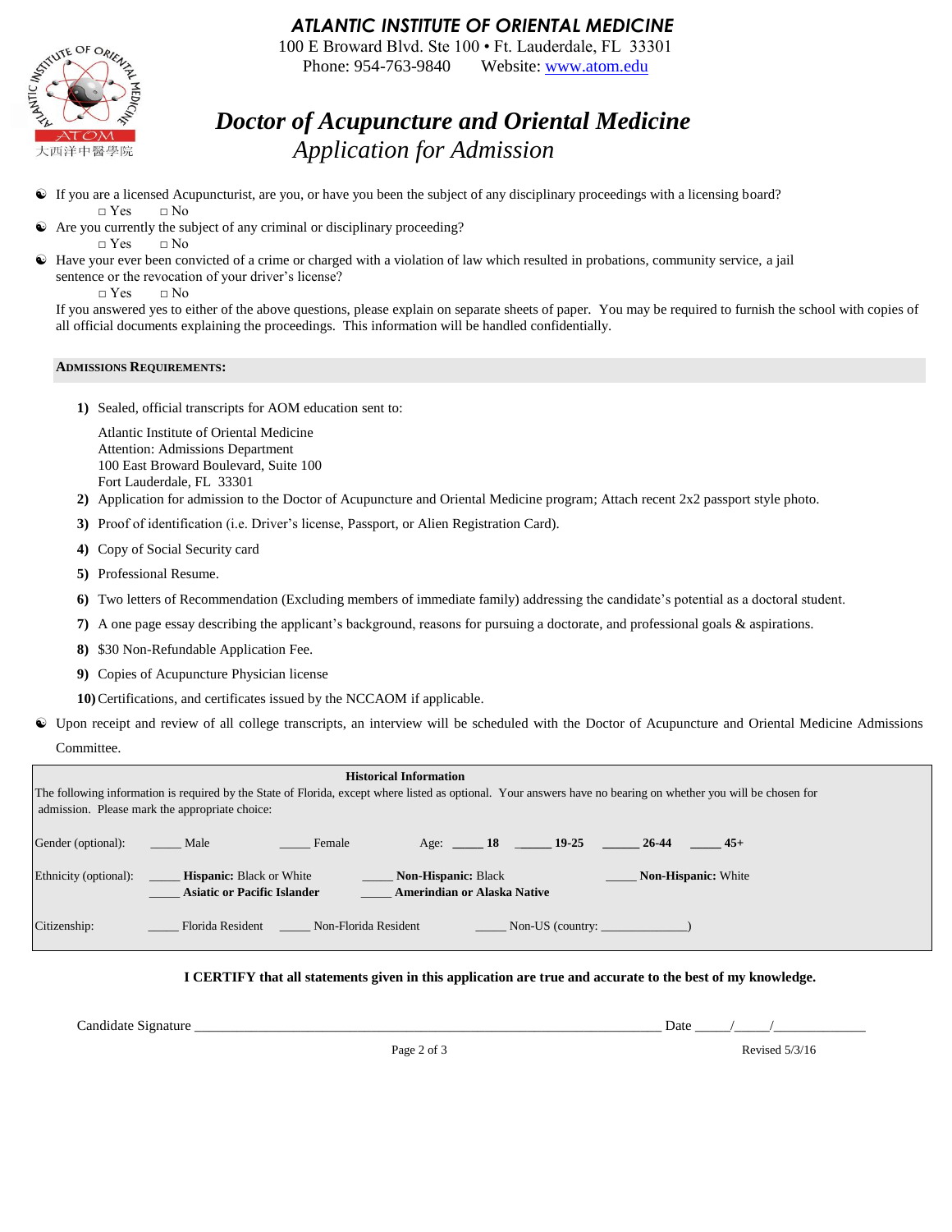# ATLANTIC INSTITUTE OF ORIENTAL MEDICINE

100 E Broward Blvd. Ste 100 • Ft. Lauderdale, FL 33301
Phone: 954-763-9840 Website: www.atom.edu

大西洋中醫學院

## *Doctor of Acupuncture and Oriental Medicine*
## *Application for Admission*

- If you are a licensed Acupuncturist, are you, or have you been the subject of any disciplinary proceedings with a licensing board?
  □ Yes □ No
- Are you currently the subject of any criminal or disciplinary proceeding?
  □ Yes □ No
- Have your ever been convicted of a crime or charged with a violation of law which resulted in probations, community service, a jail sentence or the revocation of your driver's license?
  □ Yes □ No

  If you answered yes to either of the above questions, please explain on separate sheets of paper. You may be required to furnish the school with copies of all official documents explaining the proceedings. This information will be handled confidentially.

### ADMISSIONS REQUIREMENTS:

1) Sealed, official transcripts for AOM education sent to:

   Atlantic Institute of Oriental Medicine
   Attention: Admissions Department
   100 East Broward Boulevard, Suite 100
   Fort Lauderdale, FL 33301
2) Application for admission to the Doctor of Acupuncture and Oriental Medicine program; Attach recent 2x2 passport style photo.
3) Proof of identification (i.e. Driver's license, Passport, or Alien Registration Card).
4) Copy of Social Security card
5) Professional Resume.
6) Two letters of Recommendation (Excluding members of immediate family) addressing the candidate's potential as a doctoral student.
7) A one page essay describing the applicant's background, reasons for pursuing a doctorate, and professional goals & aspirations.
8) $30 Non-Refundable Application Fee.
9) Copies of Acupuncture Physician license
10) Certifications, and certificates issued by the NCCAOM if applicable.

- Upon receipt and review of all college transcripts, an interview will be scheduled with the Doctor of Acupuncture and Oriental Medicine Admissions Committee.

**Historical Information**

The following information is required by the State of Florida, except where listed as optional. Your answers have no bearing on whether you will be chosen for admission. Please mark the appropriate choice:

Gender (optional): _____ Male _____ Female  Age: _____ **18** _____ **19-25** _____ **26-44** _____ **45+**

Ethnicity (optional): _____ **Hispanic:** Black or White _____ **Non-Hispanic:** Black _____ **Non-Hispanic:** White
_____ **Asiatic or Pacific Islander** _____ **Amerindian or Alaska Native**

Citizenship: _____ Florida Resident _____ Non-Florida Resident _____ Non-US (country: _____________)

**I CERTIFY that all statements given in this application are true and accurate to the best of my knowledge.**

Candidate Signature ______________________________________________________ Date _____/_____/_____________

Revised 5/3/16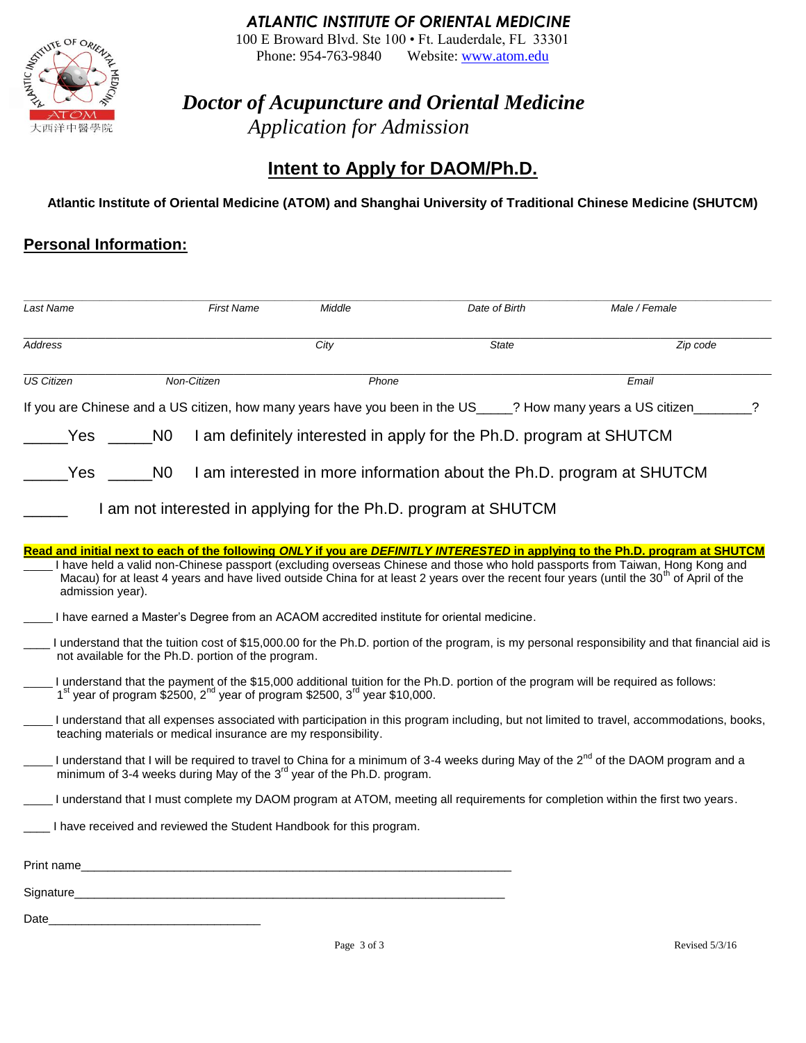# ATLANTIC INSTITUTE OF ORIENTAL MEDICINE

100 E Broward Blvd. Ste 100 • Ft. Lauderdale, FL 33301
Phone: 954-763-9840 Website: www.atom.edu

大西洋中醫學院

## Doctor of Acupuncture and Oriental Medicine

*Application for Admission*

## Intent to Apply for DAOM/Ph.D.

**Atlantic Institute of Oriental Medicine (ATOM) and Shanghai University of Traditional Chinese Medicine (SHUTCM)**

## Personal Information:

| Last Name | First Name | Middle | Date of Birth | Male / Female |
|---|---|---|---|---|
| | | | | |

| Address | City | State | Zip code |
|---|---|---|---|
| | | | |

| US Citizen | Non-Citizen | Phone | Email |
|---|---|---|---|
| | | | |

If you are Chinese and a US citizen, how many years have you been in the US_____? How many years a US citizen________?

_____Yes _____N0 I am definitely interested in apply for the Ph.D. program at SHUTCM

_____Yes _____N0 I am interested in more information about the Ph.D. program at SHUTCM

_____ I am not interested in applying for the Ph.D. program at SHUTCM

**Read and initial next to each of the following *ONLY* if you are *DEFINITLY INTERESTED* in applying to the Ph.D. program at SHUTCM**

____ I have held a valid non-Chinese passport (excluding overseas Chinese and those who hold passports from Taiwan, Hong Kong and Macau) for at least 4 years and have lived outside China for at least 2 years over the recent four years (until the 30th of April of the admission year).

____ I have earned a Master's Degree from an ACAOM accredited institute for oriental medicine.

____ I understand that the tuition cost of $15,000.00 for the Ph.D. portion of the program, is my personal responsibility and that financial aid is not available for the Ph.D. portion of the program.

____ I understand that the payment of the $15,000 additional tuition for the Ph.D. portion of the program will be required as follows: 1st year of program $2500, 2nd year of program $2500, 3rd year $10,000.

____ I understand that all expenses associated with participation in this program including, but not limited to travel, accommodations, books, teaching materials or medical insurance are my responsibility.

____ I understand that I will be required to travel to China for a minimum of 3-4 weeks during May of the 2nd of the DAOM program and a minimum of 3-4 weeks during May of the 3rd year of the Ph.D. program.

____ I understand that I must complete my DAOM program at ATOM, meeting all requirements for completion within the first two years.

____ I have received and reviewed the Student Handbook for this program.

Print name_______________________________________________________________

Signature_______________________________________________________________

Date________________________________

Revised 5/3/16